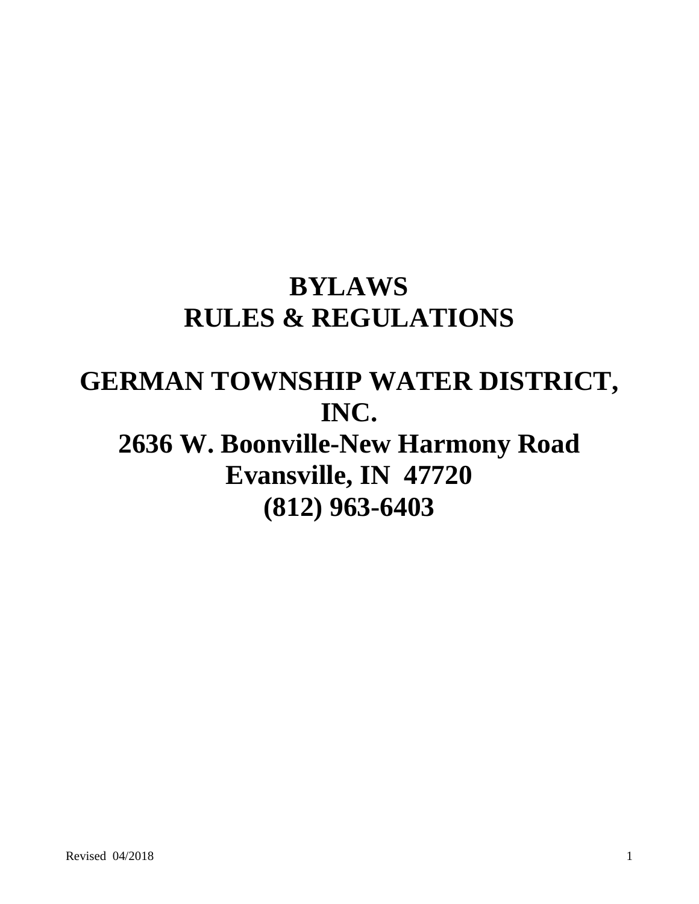# BYLAWS
# RULES & REGULATIONS

# GERMAN TOWNSHIP WATER DISTRICT, INC.

**2636 W. Boonville-New Harmony Road**
**Evansville, IN 47720**
**(812) 963-6403**

Revised 04/2018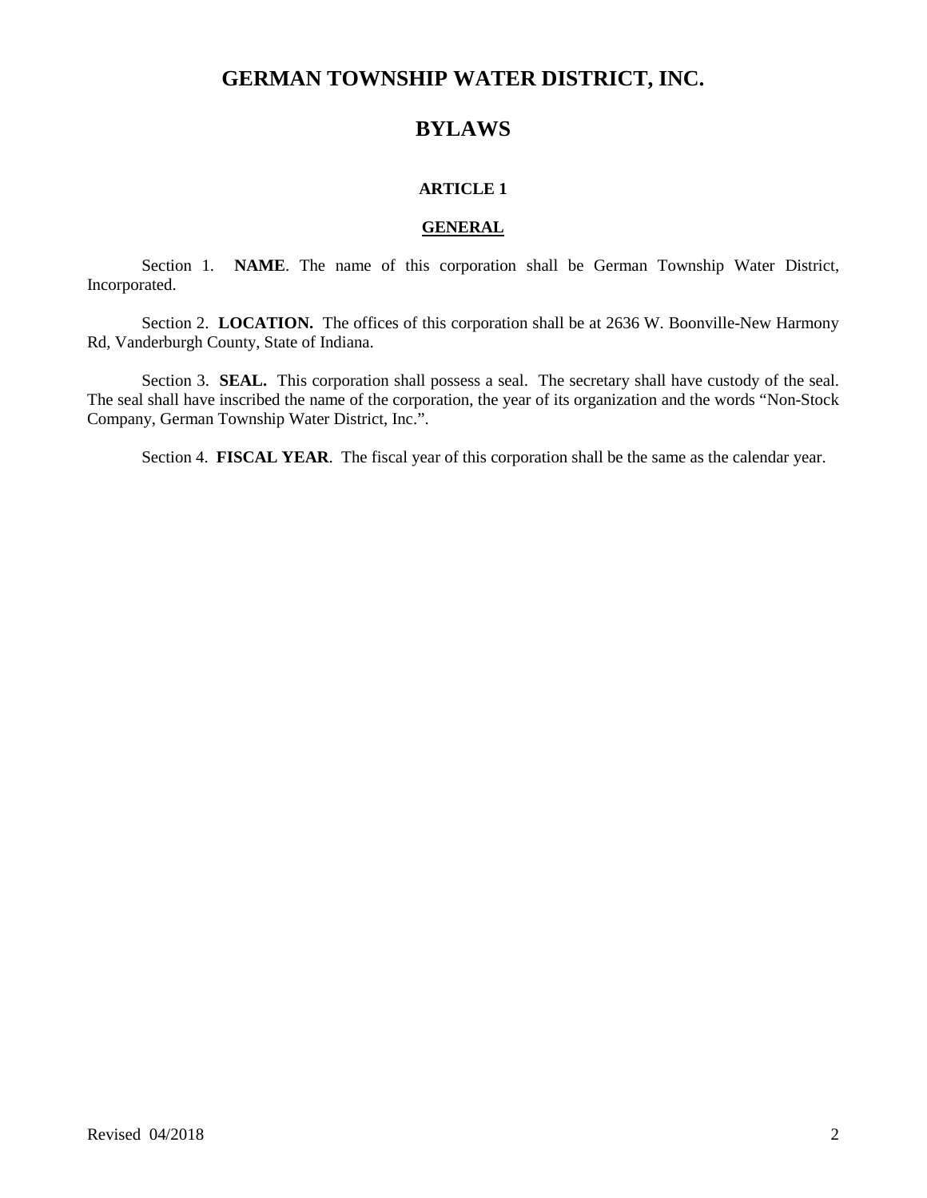# GERMAN TOWNSHIP WATER DISTRICT, INC.

# BYLAWS

### ARTICLE 1

### GENERAL

Section 1. **NAME**. The name of this corporation shall be German Township Water District, Incorporated.

Section 2. **LOCATION.** The offices of this corporation shall be at 2636 W. Boonville-New Harmony Rd, Vanderburgh County, State of Indiana.

Section 3. **SEAL.** This corporation shall possess a seal. The secretary shall have custody of the seal. The seal shall have inscribed the name of the corporation, the year of its organization and the words "Non-Stock Company, German Township Water District, Inc.".

Section 4. **FISCAL YEAR**. The fiscal year of this corporation shall be the same as the calendar year.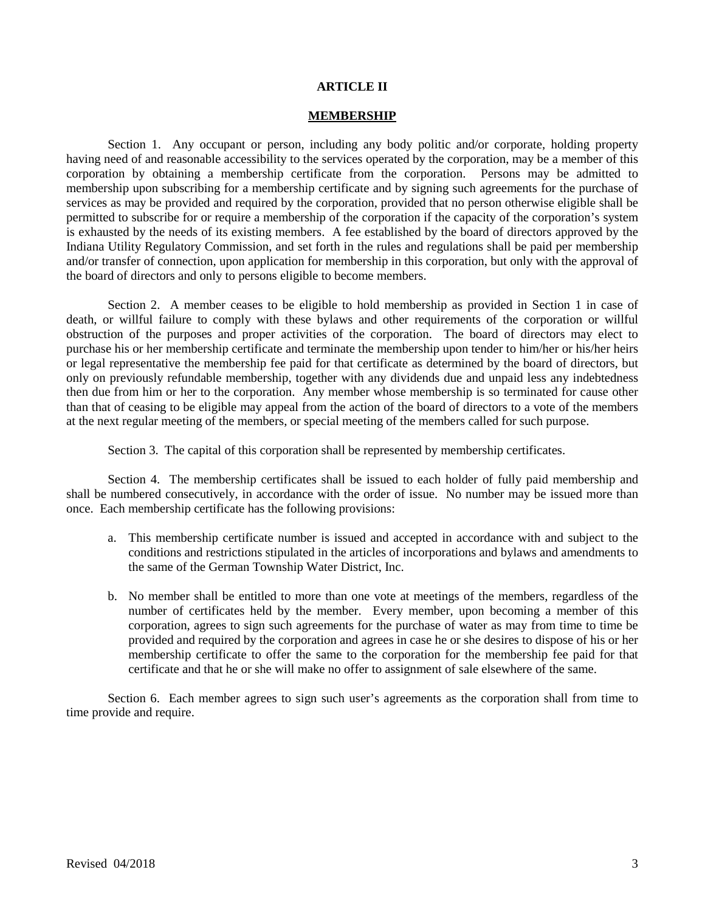# ARTICLE II

## MEMBERSHIP

Section 1. Any occupant or person, including any body politic and/or corporate, holding property having need of and reasonable accessibility to the services operated by the corporation, may be a member of this corporation by obtaining a membership certificate from the corporation. Persons may be admitted to membership upon subscribing for a membership certificate and by signing such agreements for the purchase of services as may be provided and required by the corporation, provided that no person otherwise eligible shall be permitted to subscribe for or require a membership of the corporation if the capacity of the corporation's system is exhausted by the needs of its existing members. A fee established by the board of directors approved by the Indiana Utility Regulatory Commission, and set forth in the rules and regulations shall be paid per membership and/or transfer of connection, upon application for membership in this corporation, but only with the approval of the board of directors and only to persons eligible to become members.

Section 2. A member ceases to be eligible to hold membership as provided in Section 1 in case of death, or willful failure to comply with these bylaws and other requirements of the corporation or willful obstruction of the purposes and proper activities of the corporation. The board of directors may elect to purchase his or her membership certificate and terminate the membership upon tender to him/her or his/her heirs or legal representative the membership fee paid for that certificate as determined by the board of directors, but only on previously refundable membership, together with any dividends due and unpaid less any indebtedness then due from him or her to the corporation. Any member whose membership is so terminated for cause other than that of ceasing to be eligible may appeal from the action of the board of directors to a vote of the members at the next regular meeting of the members, or special meeting of the members called for such purpose.

Section 3. The capital of this corporation shall be represented by membership certificates.

Section 4. The membership certificates shall be issued to each holder of fully paid membership and shall be numbered consecutively, in accordance with the order of issue. No number may be issued more than once. Each membership certificate has the following provisions:

a. This membership certificate number is issued and accepted in accordance with and subject to the conditions and restrictions stipulated in the articles of incorporations and bylaws and amendments to the same of the German Township Water District, Inc.

b. No member shall be entitled to more than one vote at meetings of the members, regardless of the number of certificates held by the member. Every member, upon becoming a member of this corporation, agrees to sign such agreements for the purchase of water as may from time to time be provided and required by the corporation and agrees in case he or she desires to dispose of his or her membership certificate to offer the same to the corporation for the membership fee paid for that certificate and that he or she will make no offer to assignment of sale elsewhere of the same.

Section 6. Each member agrees to sign such user's agreements as the corporation shall from time to time provide and require.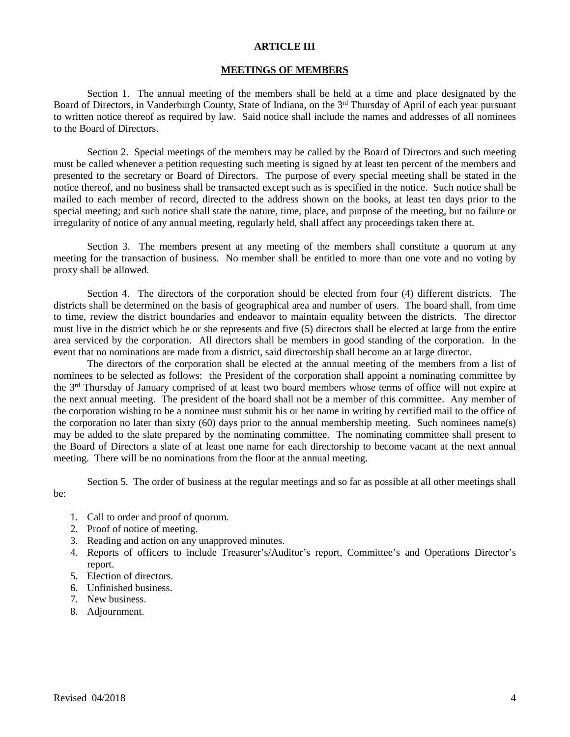## ARTICLE III

## MEETINGS OF MEMBERS

Section 1. The annual meeting of the members shall be held at a time and place designated by the Board of Directors, in Vanderburgh County, State of Indiana, on the 3rd Thursday of April of each year pursuant to written notice thereof as required by law. Said notice shall include the names and addresses of all nominees to the Board of Directors.

Section 2. Special meetings of the members may be called by the Board of Directors and such meeting must be called whenever a petition requesting such meeting is signed by at least ten percent of the members and presented to the secretary or Board of Directors. The purpose of every special meeting shall be stated in the notice thereof, and no business shall be transacted except such as is specified in the notice. Such notice shall be mailed to each member of record, directed to the address shown on the books, at least ten days prior to the special meeting; and such notice shall state the nature, time, place, and purpose of the meeting, but no failure or irregularity of notice of any annual meeting, regularly held, shall affect any proceedings taken there at.

Section 3. The members present at any meeting of the members shall constitute a quorum at any meeting for the transaction of business. No member shall be entitled to more than one vote and no voting by proxy shall be allowed.

Section 4. The directors of the corporation should be elected from four (4) different districts. The districts shall be determined on the basis of geographical area and number of users. The board shall, from time to time, review the district boundaries and endeavor to maintain equality between the districts. The director must live in the district which he or she represents and five (5) directors shall be elected at large from the entire area serviced by the corporation. All directors shall be members in good standing of the corporation. In the event that no nominations are made from a district, said directorship shall become an at large director.

The directors of the corporation shall be elected at the annual meeting of the members from a list of nominees to be selected as follows: the President of the corporation shall appoint a nominating committee by the 3rd Thursday of January comprised of at least two board members whose terms of office will not expire at the next annual meeting. The president of the board shall not be a member of this committee. Any member of the corporation wishing to be a nominee must submit his or her name in writing by certified mail to the office of the corporation no later than sixty (60) days prior to the annual membership meeting. Such nominees name(s) may be added to the slate prepared by the nominating committee. The nominating committee shall present to the Board of Directors a slate of at least one name for each directorship to become vacant at the next annual meeting. There will be no nominations from the floor at the annual meeting.

Section 5. The order of business at the regular meetings and so far as possible at all other meetings shall be:

1. Call to order and proof of quorum.
2. Proof of notice of meeting.
3. Reading and action on any unapproved minutes.
4. Reports of officers to include Treasurer's/Auditor's report, Committee's and Operations Director's report.
5. Election of directors.
6. Unfinished business.
7. New business.
8. Adjournment.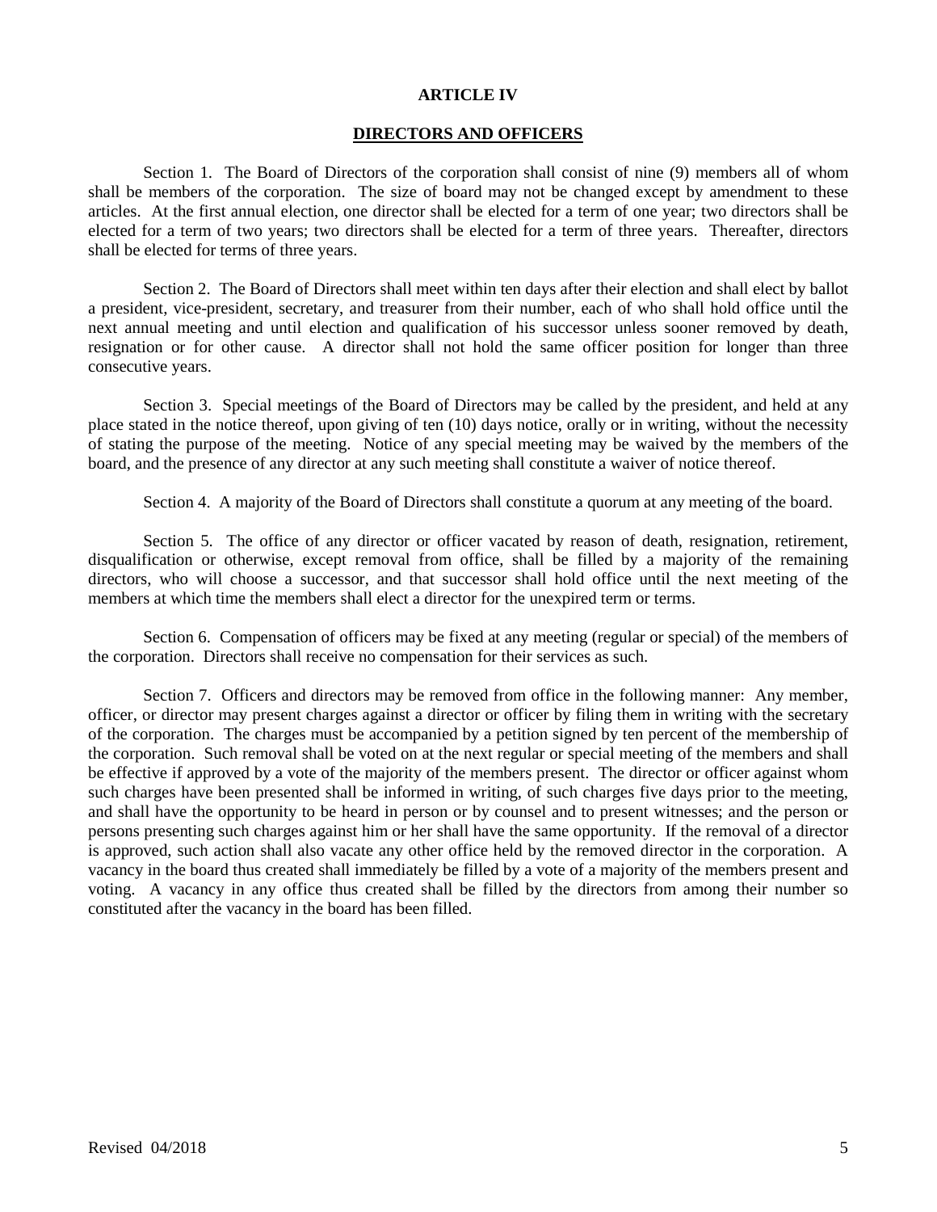# ARTICLE IV

## DIRECTORS AND OFFICERS

Section 1. The Board of Directors of the corporation shall consist of nine (9) members all of whom shall be members of the corporation. The size of board may not be changed except by amendment to these articles. At the first annual election, one director shall be elected for a term of one year; two directors shall be elected for a term of two years; two directors shall be elected for a term of three years. Thereafter, directors shall be elected for terms of three years.

Section 2. The Board of Directors shall meet within ten days after their election and shall elect by ballot a president, vice-president, secretary, and treasurer from their number, each of who shall hold office until the next annual meeting and until election and qualification of his successor unless sooner removed by death, resignation or for other cause. A director shall not hold the same officer position for longer than three consecutive years.

Section 3. Special meetings of the Board of Directors may be called by the president, and held at any place stated in the notice thereof, upon giving of ten (10) days notice, orally or in writing, without the necessity of stating the purpose of the meeting. Notice of any special meeting may be waived by the members of the board, and the presence of any director at any such meeting shall constitute a waiver of notice thereof.

Section 4. A majority of the Board of Directors shall constitute a quorum at any meeting of the board.

Section 5. The office of any director or officer vacated by reason of death, resignation, retirement, disqualification or otherwise, except removal from office, shall be filled by a majority of the remaining directors, who will choose a successor, and that successor shall hold office until the next meeting of the members at which time the members shall elect a director for the unexpired term or terms.

Section 6. Compensation of officers may be fixed at any meeting (regular or special) of the members of the corporation. Directors shall receive no compensation for their services as such.

Section 7. Officers and directors may be removed from office in the following manner: Any member, officer, or director may present charges against a director or officer by filing them in writing with the secretary of the corporation. The charges must be accompanied by a petition signed by ten percent of the membership of the corporation. Such removal shall be voted on at the next regular or special meeting of the members and shall be effective if approved by a vote of the majority of the members present. The director or officer against whom such charges have been presented shall be informed in writing, of such charges five days prior to the meeting, and shall have the opportunity to be heard in person or by counsel and to present witnesses; and the person or persons presenting such charges against him or her shall have the same opportunity. If the removal of a director is approved, such action shall also vacate any other office held by the removed director in the corporation. A vacancy in the board thus created shall immediately be filled by a vote of a majority of the members present and voting. A vacancy in any office thus created shall be filled by the directors from among their number so constituted after the vacancy in the board has been filled.

Revised 04/2018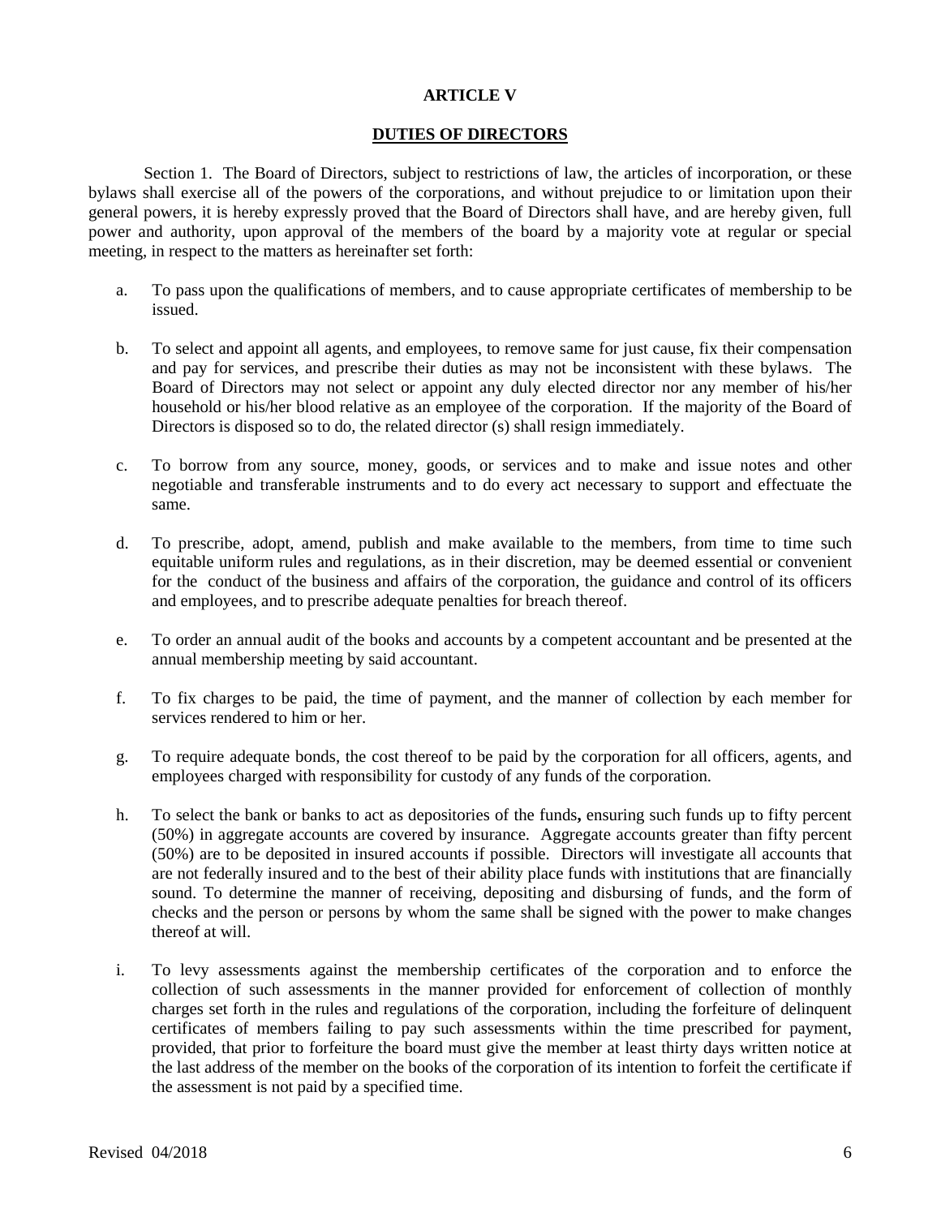## ARTICLE V

## DUTIES OF DIRECTORS

Section 1. The Board of Directors, subject to restrictions of law, the articles of incorporation, or these bylaws shall exercise all of the powers of the corporations, and without prejudice to or limitation upon their general powers, it is hereby expressly proved that the Board of Directors shall have, and are hereby given, full power and authority, upon approval of the members of the board by a majority vote at regular or special meeting, in respect to the matters as hereinafter set forth:

a. To pass upon the qualifications of members, and to cause appropriate certificates of membership to be issued.

b. To select and appoint all agents, and employees, to remove same for just cause, fix their compensation and pay for services, and prescribe their duties as may not be inconsistent with these bylaws. The Board of Directors may not select or appoint any duly elected director nor any member of his/her household or his/her blood relative as an employee of the corporation. If the majority of the Board of Directors is disposed so to do, the related director (s) shall resign immediately.

c. To borrow from any source, money, goods, or services and to make and issue notes and other negotiable and transferable instruments and to do every act necessary to support and effectuate the same.

d. To prescribe, adopt, amend, publish and make available to the members, from time to time such equitable uniform rules and regulations, as in their discretion, may be deemed essential or convenient for the conduct of the business and affairs of the corporation, the guidance and control of its officers and employees, and to prescribe adequate penalties for breach thereof.

e. To order an annual audit of the books and accounts by a competent accountant and be presented at the annual membership meeting by said accountant.

f. To fix charges to be paid, the time of payment, and the manner of collection by each member for services rendered to him or her.

g. To require adequate bonds, the cost thereof to be paid by the corporation for all officers, agents, and employees charged with responsibility for custody of any funds of the corporation.

h. To select the bank or banks to act as depositories of the funds**,** ensuring such funds up to fifty percent (50%) in aggregate accounts are covered by insurance. Aggregate accounts greater than fifty percent (50%) are to be deposited in insured accounts if possible. Directors will investigate all accounts that are not federally insured and to the best of their ability place funds with institutions that are financially sound. To determine the manner of receiving, depositing and disbursing of funds, and the form of checks and the person or persons by whom the same shall be signed with the power to make changes thereof at will.

i. To levy assessments against the membership certificates of the corporation and to enforce the collection of such assessments in the manner provided for enforcement of collection of monthly charges set forth in the rules and regulations of the corporation, including the forfeiture of delinquent certificates of members failing to pay such assessments within the time prescribed for payment, provided, that prior to forfeiture the board must give the member at least thirty days written notice at the last address of the member on the books of the corporation of its intention to forfeit the certificate if the assessment is not paid by a specified time.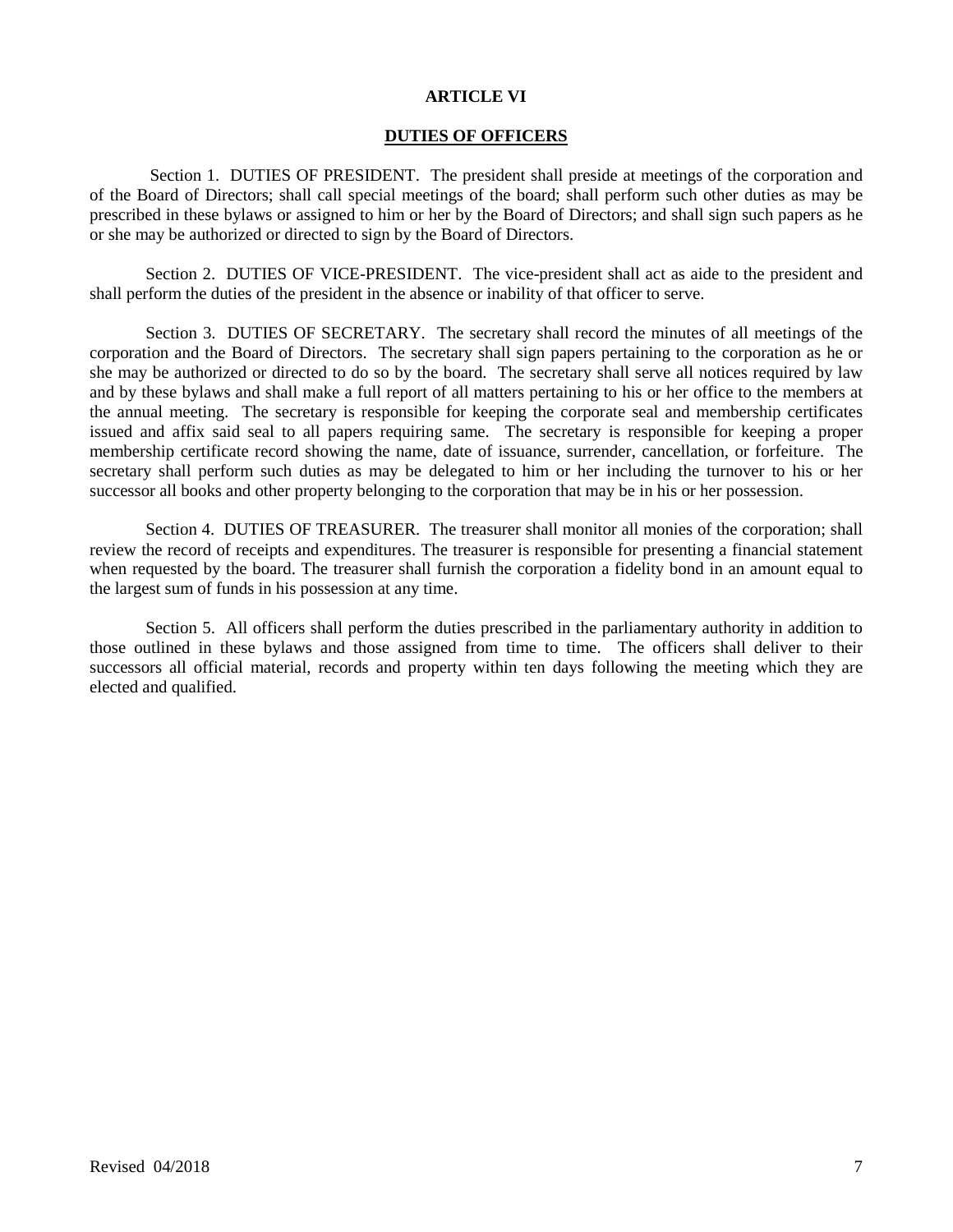# ARTICLE VI

## DUTIES OF OFFICERS

Section 1. DUTIES OF PRESIDENT. The president shall preside at meetings of the corporation and of the Board of Directors; shall call special meetings of the board; shall perform such other duties as may be prescribed in these bylaws or assigned to him or her by the Board of Directors; and shall sign such papers as he or she may be authorized or directed to sign by the Board of Directors.

Section 2. DUTIES OF VICE-PRESIDENT. The vice-president shall act as aide to the president and shall perform the duties of the president in the absence or inability of that officer to serve.

Section 3. DUTIES OF SECRETARY. The secretary shall record the minutes of all meetings of the corporation and the Board of Directors. The secretary shall sign papers pertaining to the corporation as he or she may be authorized or directed to do so by the board. The secretary shall serve all notices required by law and by these bylaws and shall make a full report of all matters pertaining to his or her office to the members at the annual meeting. The secretary is responsible for keeping the corporate seal and membership certificates issued and affix said seal to all papers requiring same. The secretary is responsible for keeping a proper membership certificate record showing the name, date of issuance, surrender, cancellation, or forfeiture. The secretary shall perform such duties as may be delegated to him or her including the turnover to his or her successor all books and other property belonging to the corporation that may be in his or her possession.

Section 4. DUTIES OF TREASURER. The treasurer shall monitor all monies of the corporation; shall review the record of receipts and expenditures. The treasurer is responsible for presenting a financial statement when requested by the board. The treasurer shall furnish the corporation a fidelity bond in an amount equal to the largest sum of funds in his possession at any time.

Section 5. All officers shall perform the duties prescribed in the parliamentary authority in addition to those outlined in these bylaws and those assigned from time to time. The officers shall deliver to their successors all official material, records and property within ten days following the meeting which they are elected and qualified.

Revised 04/2018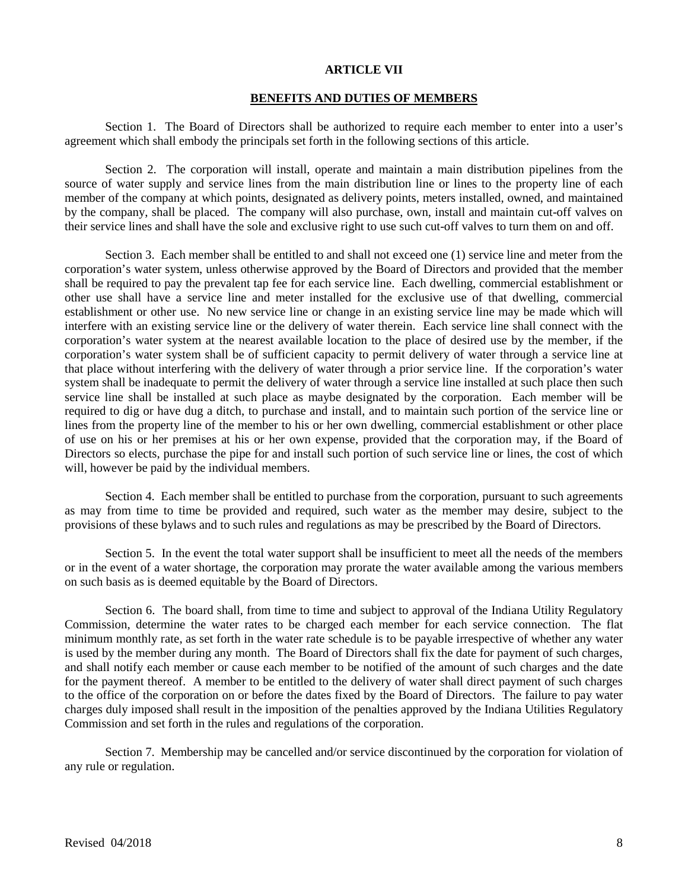## ARTICLE VII

## BENEFITS AND DUTIES OF MEMBERS

Section 1. The Board of Directors shall be authorized to require each member to enter into a user's agreement which shall embody the principals set forth in the following sections of this article.

Section 2. The corporation will install, operate and maintain a main distribution pipelines from the source of water supply and service lines from the main distribution line or lines to the property line of each member of the company at which points, designated as delivery points, meters installed, owned, and maintained by the company, shall be placed. The company will also purchase, own, install and maintain cut-off valves on their service lines and shall have the sole and exclusive right to use such cut-off valves to turn them on and off.

Section 3. Each member shall be entitled to and shall not exceed one (1) service line and meter from the corporation's water system, unless otherwise approved by the Board of Directors and provided that the member shall be required to pay the prevalent tap fee for each service line. Each dwelling, commercial establishment or other use shall have a service line and meter installed for the exclusive use of that dwelling, commercial establishment or other use. No new service line or change in an existing service line may be made which will interfere with an existing service line or the delivery of water therein. Each service line shall connect with the corporation's water system at the nearest available location to the place of desired use by the member, if the corporation's water system shall be of sufficient capacity to permit delivery of water through a service line at that place without interfering with the delivery of water through a prior service line. If the corporation's water system shall be inadequate to permit the delivery of water through a service line installed at such place then such service line shall be installed at such place as maybe designated by the corporation. Each member will be required to dig or have dug a ditch, to purchase and install, and to maintain such portion of the service line or lines from the property line of the member to his or her own dwelling, commercial establishment or other place of use on his or her premises at his or her own expense, provided that the corporation may, if the Board of Directors so elects, purchase the pipe for and install such portion of such service line or lines, the cost of which will, however be paid by the individual members.

Section 4. Each member shall be entitled to purchase from the corporation, pursuant to such agreements as may from time to time be provided and required, such water as the member may desire, subject to the provisions of these bylaws and to such rules and regulations as may be prescribed by the Board of Directors.

Section 5. In the event the total water support shall be insufficient to meet all the needs of the members or in the event of a water shortage, the corporation may prorate the water available among the various members on such basis as is deemed equitable by the Board of Directors.

Section 6. The board shall, from time to time and subject to approval of the Indiana Utility Regulatory Commission, determine the water rates to be charged each member for each service connection. The flat minimum monthly rate, as set forth in the water rate schedule is to be payable irrespective of whether any water is used by the member during any month. The Board of Directors shall fix the date for payment of such charges, and shall notify each member or cause each member to be notified of the amount of such charges and the date for the payment thereof. A member to be entitled to the delivery of water shall direct payment of such charges to the office of the corporation on or before the dates fixed by the Board of Directors. The failure to pay water charges duly imposed shall result in the imposition of the penalties approved by the Indiana Utilities Regulatory Commission and set forth in the rules and regulations of the corporation.

Section 7. Membership may be cancelled and/or service discontinued by the corporation for violation of any rule or regulation.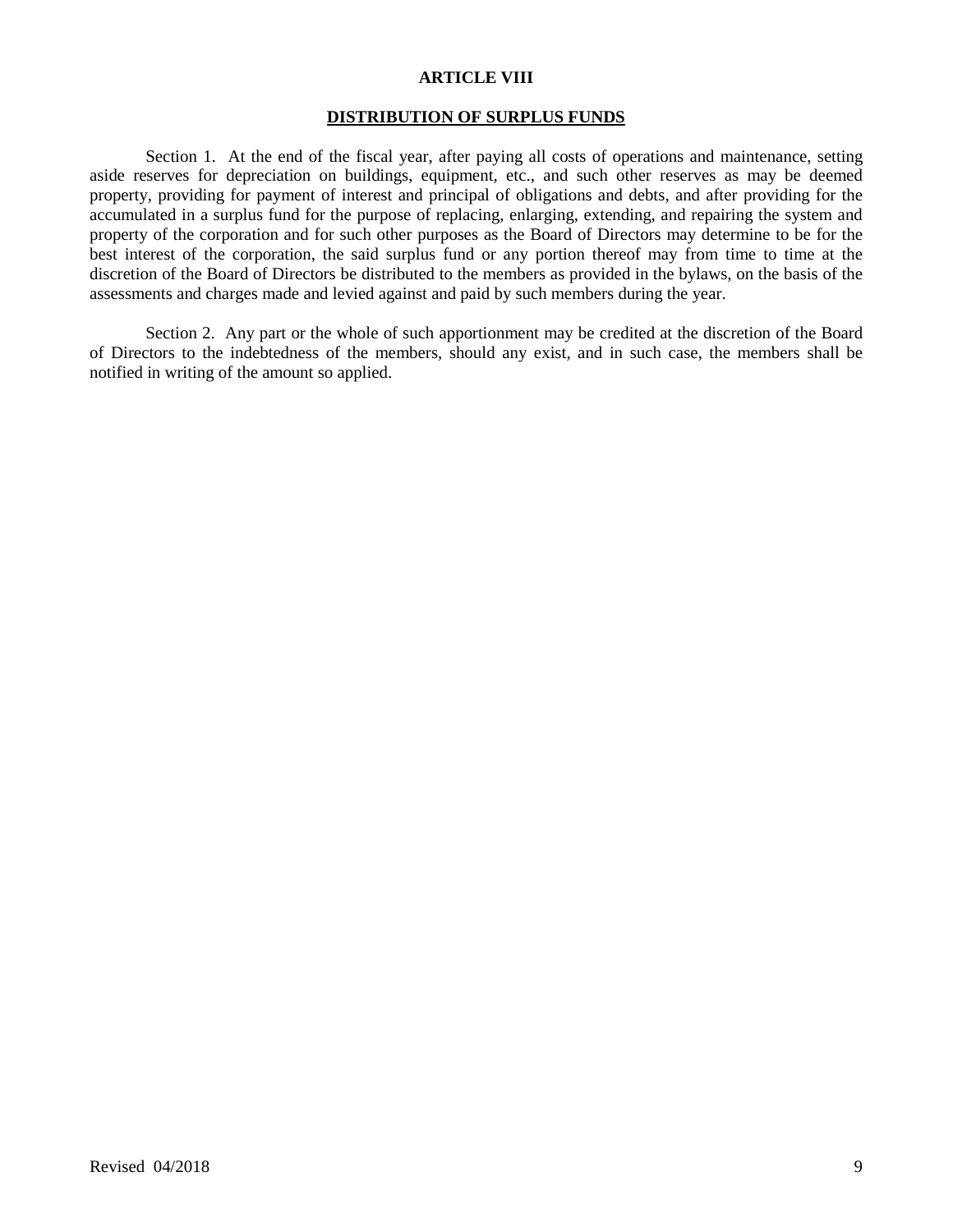# ARTICLE VIII

## DISTRIBUTION OF SURPLUS FUNDS

Section 1. At the end of the fiscal year, after paying all costs of operations and maintenance, setting aside reserves for depreciation on buildings, equipment, etc., and such other reserves as may be deemed property, providing for payment of interest and principal of obligations and debts, and after providing for the accumulated in a surplus fund for the purpose of replacing, enlarging, extending, and repairing the system and property of the corporation and for such other purposes as the Board of Directors may determine to be for the best interest of the corporation, the said surplus fund or any portion thereof may from time to time at the discretion of the Board of Directors be distributed to the members as provided in the bylaws, on the basis of the assessments and charges made and levied against and paid by such members during the year.

Section 2. Any part or the whole of such apportionment may be credited at the discretion of the Board of Directors to the indebtedness of the members, should any exist, and in such case, the members shall be notified in writing of the amount so applied.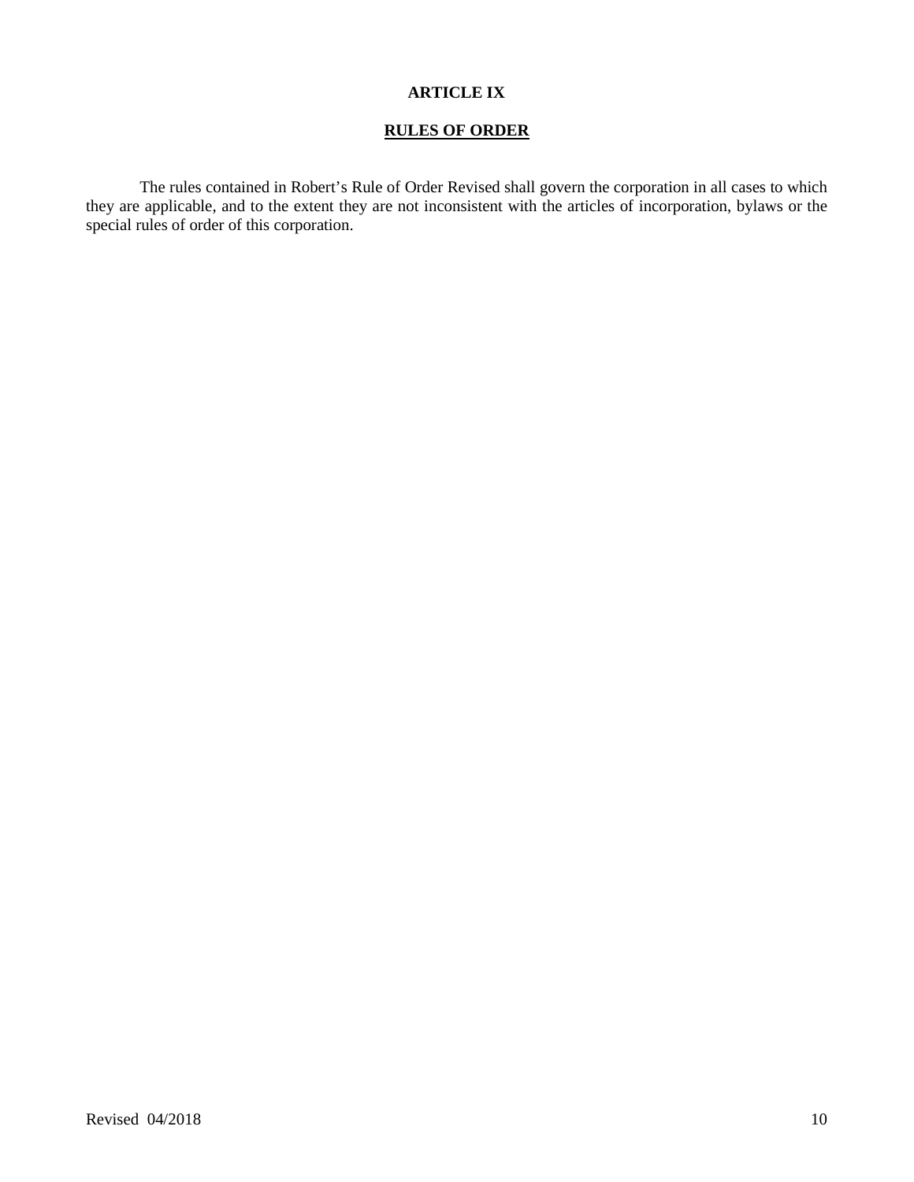## ARTICLE IX

## RULES OF ORDER

The rules contained in Robert's Rule of Order Revised shall govern the corporation in all cases to which they are applicable, and to the extent they are not inconsistent with the articles of incorporation, bylaws or the special rules of order of this corporation.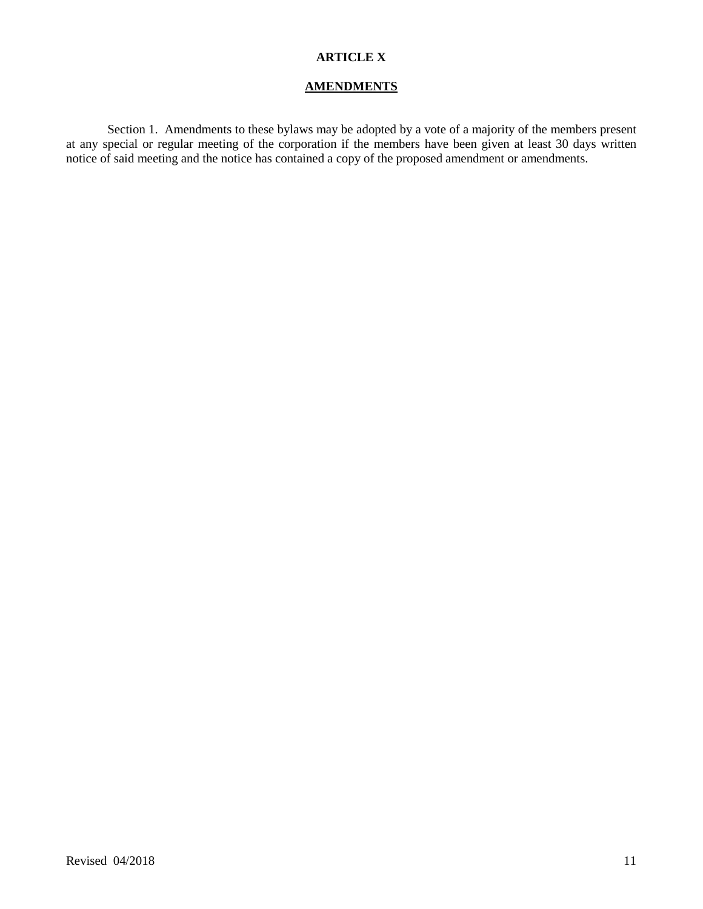## ARTICLE X

## AMENDMENTS

Section 1. Amendments to these bylaws may be adopted by a vote of a majority of the members present at any special or regular meeting of the corporation if the members have been given at least 30 days written notice of said meeting and the notice has contained a copy of the proposed amendment or amendments.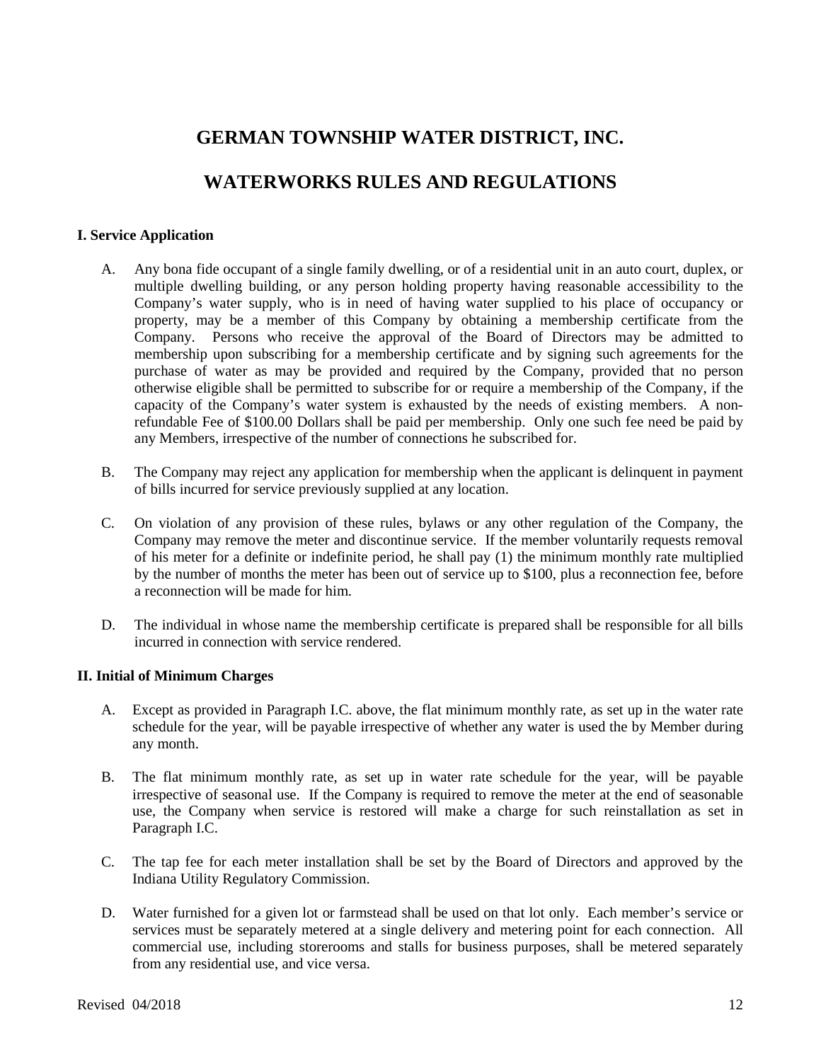# GERMAN TOWNSHIP WATER DISTRICT, INC.

# WATERWORKS RULES AND REGULATIONS

**I. Service Application**

A. Any bona fide occupant of a single family dwelling, or of a residential unit in an auto court, duplex, or multiple dwelling building, or any person holding property having reasonable accessibility to the Company's water supply, who is in need of having water supplied to his place of occupancy or property, may be a member of this Company by obtaining a membership certificate from the Company. Persons who receive the approval of the Board of Directors may be admitted to membership upon subscribing for a membership certificate and by signing such agreements for the purchase of water as may be provided and required by the Company, provided that no person otherwise eligible shall be permitted to subscribe for or require a membership of the Company, if the capacity of the Company's water system is exhausted by the needs of existing members. A non-refundable Fee of $100.00 Dollars shall be paid per membership. Only one such fee need be paid by any Members, irrespective of the number of connections he subscribed for.

B. The Company may reject any application for membership when the applicant is delinquent in payment of bills incurred for service previously supplied at any location.

C. On violation of any provision of these rules, bylaws or any other regulation of the Company, the Company may remove the meter and discontinue service. If the member voluntarily requests removal of his meter for a definite or indefinite period, he shall pay (1) the minimum monthly rate multiplied by the number of months the meter has been out of service up to $100, plus a reconnection fee, before a reconnection will be made for him.

D. The individual in whose name the membership certificate is prepared shall be responsible for all bills incurred in connection with service rendered.

**II. Initial of Minimum Charges**

A. Except as provided in Paragraph I.C. above, the flat minimum monthly rate, as set up in the water rate schedule for the year, will be payable irrespective of whether any water is used the by Member during any month.

B. The flat minimum monthly rate, as set up in water rate schedule for the year, will be payable irrespective of seasonal use. If the Company is required to remove the meter at the end of seasonable use, the Company when service is restored will make a charge for such reinstallation as set in Paragraph I.C.

C. The tap fee for each meter installation shall be set by the Board of Directors and approved by the Indiana Utility Regulatory Commission.

D. Water furnished for a given lot or farmstead shall be used on that lot only. Each member's service or services must be separately metered at a single delivery and metering point for each connection. All commercial use, including storerooms and stalls for business purposes, shall be metered separately from any residential use, and vice versa.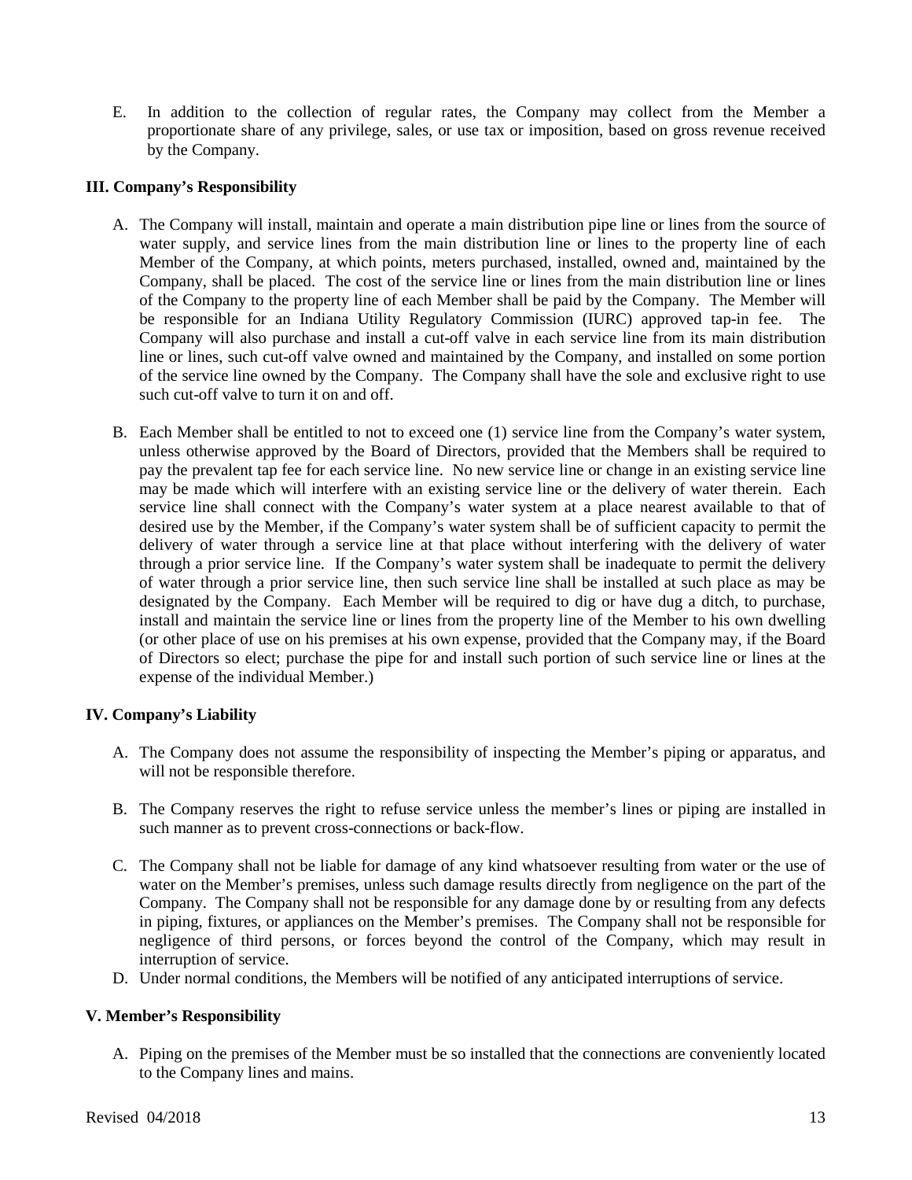E. In addition to the collection of regular rates, the Company may collect from the Member a proportionate share of any privilege, sales, or use tax or imposition, based on gross revenue received by the Company.

**III. Company's Responsibility**

A. The Company will install, maintain and operate a main distribution pipe line or lines from the source of water supply, and service lines from the main distribution line or lines to the property line of each Member of the Company, at which points, meters purchased, installed, owned and, maintained by the Company, shall be placed. The cost of the service line or lines from the main distribution line or lines of the Company to the property line of each Member shall be paid by the Company. The Member will be responsible for an Indiana Utility Regulatory Commission (IURC) approved tap-in fee. The Company will also purchase and install a cut-off valve in each service line from its main distribution line or lines, such cut-off valve owned and maintained by the Company, and installed on some portion of the service line owned by the Company. The Company shall have the sole and exclusive right to use such cut-off valve to turn it on and off.

B. Each Member shall be entitled to not to exceed one (1) service line from the Company's water system, unless otherwise approved by the Board of Directors, provided that the Members shall be required to pay the prevalent tap fee for each service line. No new service line or change in an existing service line may be made which will interfere with an existing service line or the delivery of water therein. Each service line shall connect with the Company's water system at a place nearest available to that of desired use by the Member, if the Company's water system shall be of sufficient capacity to permit the delivery of water through a service line at that place without interfering with the delivery of water through a prior service line. If the Company's water system shall be inadequate to permit the delivery of water through a prior service line, then such service line shall be installed at such place as may be designated by the Company. Each Member will be required to dig or have dug a ditch, to purchase, install and maintain the service line or lines from the property line of the Member to his own dwelling (or other place of use on his premises at his own expense, provided that the Company may, if the Board of Directors so elect; purchase the pipe for and install such portion of such service line or lines at the expense of the individual Member.)

**IV. Company's Liability**

A. The Company does not assume the responsibility of inspecting the Member's piping or apparatus, and will not be responsible therefore.

B. The Company reserves the right to refuse service unless the member's lines or piping are installed in such manner as to prevent cross-connections or back-flow.

C. The Company shall not be liable for damage of any kind whatsoever resulting from water or the use of water on the Member's premises, unless such damage results directly from negligence on the part of the Company. The Company shall not be responsible for any damage done by or resulting from any defects in piping, fixtures, or appliances on the Member's premises. The Company shall not be responsible for negligence of third persons, or forces beyond the control of the Company, which may result in interruption of service.

D. Under normal conditions, the Members will be notified of any anticipated interruptions of service.

**V. Member's Responsibility**

A. Piping on the premises of the Member must be so installed that the connections are conveniently located to the Company lines and mains.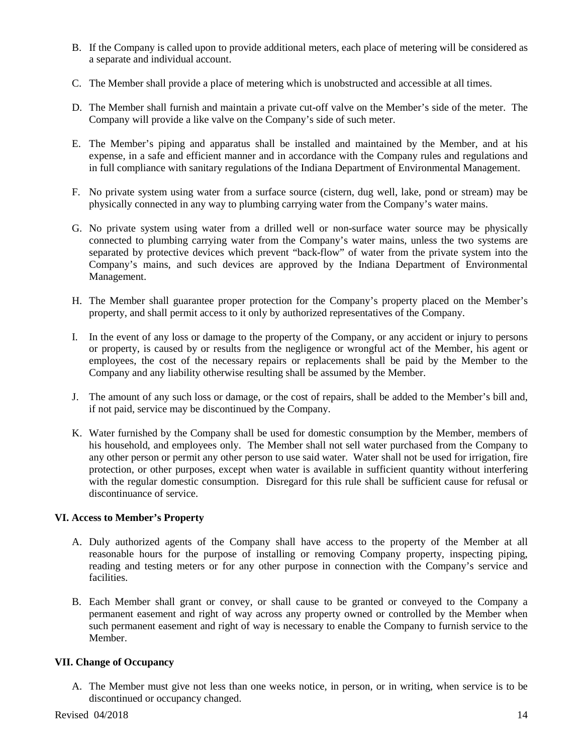B. If the Company is called upon to provide additional meters, each place of metering will be considered as a separate and individual account.

C. The Member shall provide a place of metering which is unobstructed and accessible at all times.

D. The Member shall furnish and maintain a private cut-off valve on the Member's side of the meter. The Company will provide a like valve on the Company's side of such meter.

E. The Member's piping and apparatus shall be installed and maintained by the Member, and at his expense, in a safe and efficient manner and in accordance with the Company rules and regulations and in full compliance with sanitary regulations of the Indiana Department of Environmental Management.

F. No private system using water from a surface source (cistern, dug well, lake, pond or stream) may be physically connected in any way to plumbing carrying water from the Company's water mains.

G. No private system using water from a drilled well or non-surface water source may be physically connected to plumbing carrying water from the Company's water mains, unless the two systems are separated by protective devices which prevent "back-flow" of water from the private system into the Company's mains, and such devices are approved by the Indiana Department of Environmental Management.

H. The Member shall guarantee proper protection for the Company's property placed on the Member's property, and shall permit access to it only by authorized representatives of the Company.

I. In the event of any loss or damage to the property of the Company, or any accident or injury to persons or property, is caused by or results from the negligence or wrongful act of the Member, his agent or employees, the cost of the necessary repairs or replacements shall be paid by the Member to the Company and any liability otherwise resulting shall be assumed by the Member.

J. The amount of any such loss or damage, or the cost of repairs, shall be added to the Member's bill and, if not paid, service may be discontinued by the Company.

K. Water furnished by the Company shall be used for domestic consumption by the Member, members of his household, and employees only. The Member shall not sell water purchased from the Company to any other person or permit any other person to use said water. Water shall not be used for irrigation, fire protection, or other purposes, except when water is available in sufficient quantity without interfering with the regular domestic consumption. Disregard for this rule shall be sufficient cause for refusal or discontinuance of service.

**VI. Access to Member's Property**

A. Duly authorized agents of the Company shall have access to the property of the Member at all reasonable hours for the purpose of installing or removing Company property, inspecting piping, reading and testing meters or for any other purpose in connection with the Company's service and facilities.

B. Each Member shall grant or convey, or shall cause to be granted or conveyed to the Company a permanent easement and right of way across any property owned or controlled by the Member when such permanent easement and right of way is necessary to enable the Company to furnish service to the Member.

**VII. Change of Occupancy**

A. The Member must give not less than one weeks notice, in person, or in writing, when service is to be discontinued or occupancy changed.

Revised 04/2018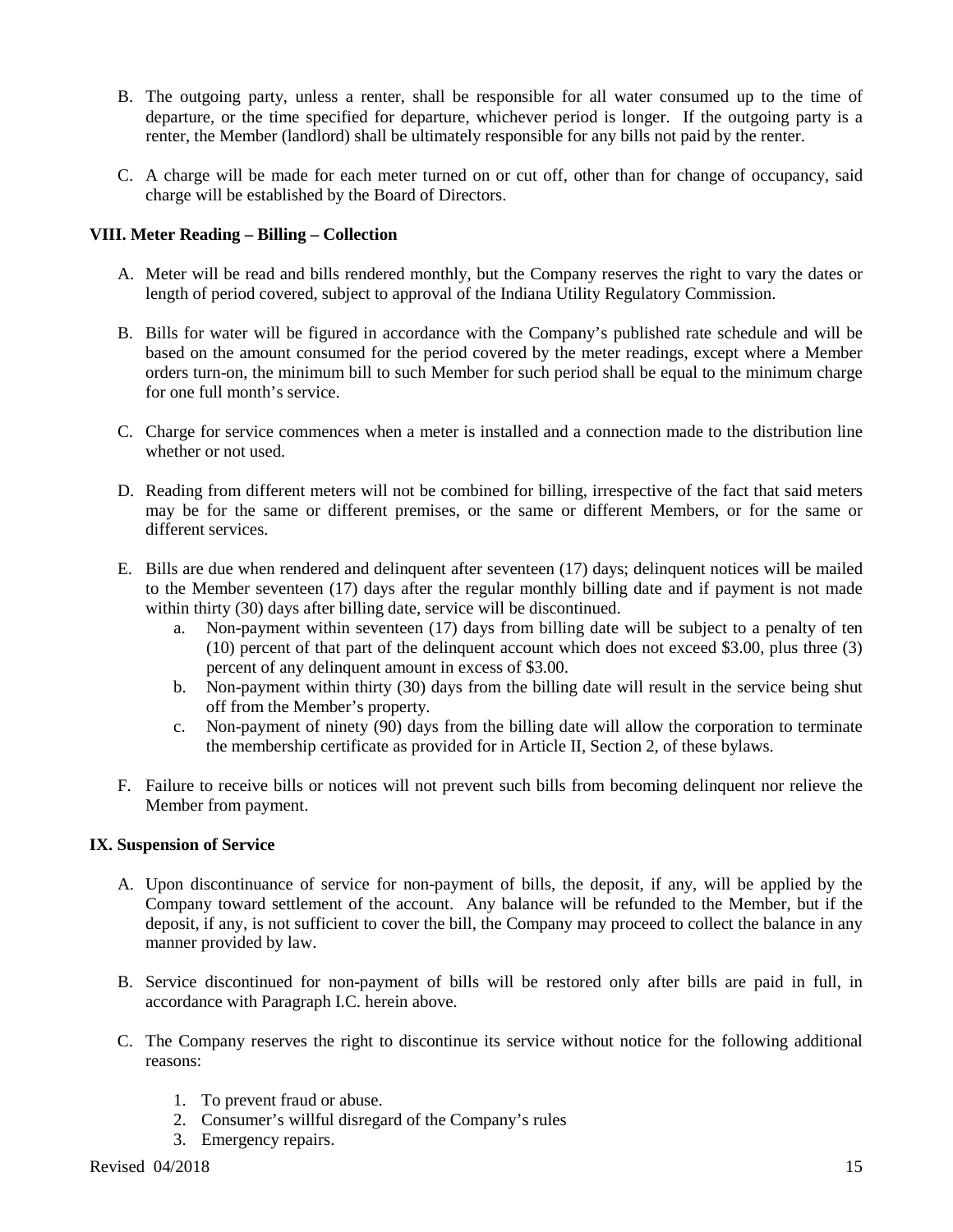B. The outgoing party, unless a renter, shall be responsible for all water consumed up to the time of departure, or the time specified for departure, whichever period is longer. If the outgoing party is a renter, the Member (landlord) shall be ultimately responsible for any bills not paid by the renter.

C. A charge will be made for each meter turned on or cut off, other than for change of occupancy, said charge will be established by the Board of Directors.

### VIII. Meter Reading – Billing – Collection

A. Meter will be read and bills rendered monthly, but the Company reserves the right to vary the dates or length of period covered, subject to approval of the Indiana Utility Regulatory Commission.

B. Bills for water will be figured in accordance with the Company's published rate schedule and will be based on the amount consumed for the period covered by the meter readings, except where a Member orders turn-on, the minimum bill to such Member for such period shall be equal to the minimum charge for one full month's service.

C. Charge for service commences when a meter is installed and a connection made to the distribution line whether or not used.

D. Reading from different meters will not be combined for billing, irrespective of the fact that said meters may be for the same or different premises, or the same or different Members, or for the same or different services.

E. Bills are due when rendered and delinquent after seventeen (17) days; delinquent notices will be mailed to the Member seventeen (17) days after the regular monthly billing date and if payment is not made within thirty (30) days after billing date, service will be discontinued.
   a. Non-payment within seventeen (17) days from billing date will be subject to a penalty of ten (10) percent of that part of the delinquent account which does not exceed $3.00, plus three (3) percent of any delinquent amount in excess of $3.00.
   b. Non-payment within thirty (30) days from the billing date will result in the service being shut off from the Member's property.
   c. Non-payment of ninety (90) days from the billing date will allow the corporation to terminate the membership certificate as provided for in Article II, Section 2, of these bylaws.

F. Failure to receive bills or notices will not prevent such bills from becoming delinquent nor relieve the Member from payment.

### IX. Suspension of Service

A. Upon discontinuance of service for non-payment of bills, the deposit, if any, will be applied by the Company toward settlement of the account. Any balance will be refunded to the Member, but if the deposit, if any, is not sufficient to cover the bill, the Company may proceed to collect the balance in any manner provided by law.

B. Service discontinued for non-payment of bills will be restored only after bills are paid in full, in accordance with Paragraph I.C. herein above.

C. The Company reserves the right to discontinue its service without notice for the following additional reasons:

   1. To prevent fraud or abuse.
   2. Consumer's willful disregard of the Company's rules
   3. Emergency repairs.

Revised 04/2018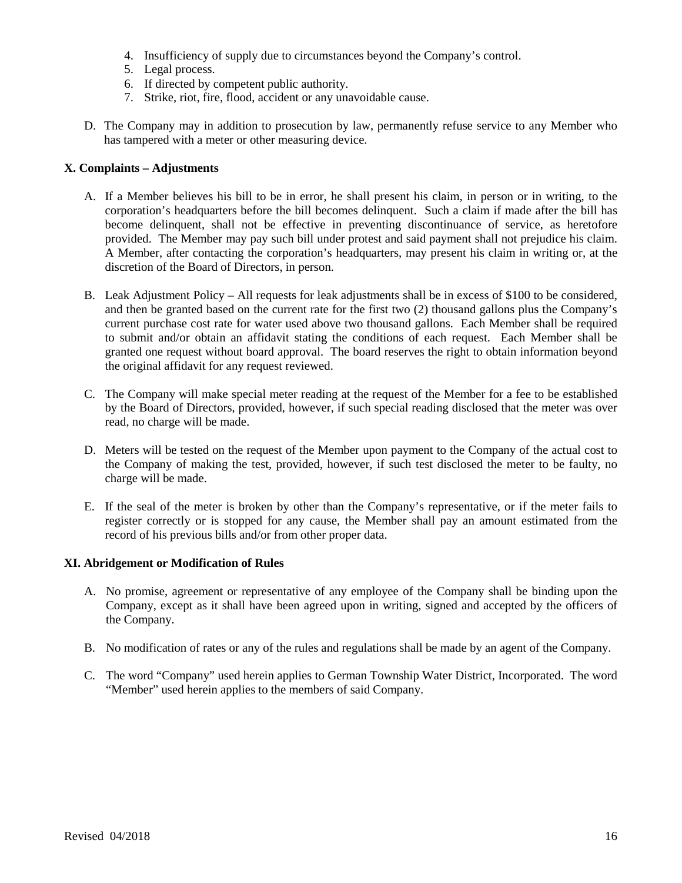4. Insufficiency of supply due to circumstances beyond the Company's control.
5. Legal process.
6. If directed by competent public authority.
7. Strike, riot, fire, flood, accident or any unavoidable cause.

D. The Company may in addition to prosecution by law, permanently refuse service to any Member who has tampered with a meter or other measuring device.

### X. Complaints – Adjustments

A. If a Member believes his bill to be in error, he shall present his claim, in person or in writing, to the corporation's headquarters before the bill becomes delinquent. Such a claim if made after the bill has become delinquent, shall not be effective in preventing discontinuance of service, as heretofore provided. The Member may pay such bill under protest and said payment shall not prejudice his claim. A Member, after contacting the corporation's headquarters, may present his claim in writing or, at the discretion of the Board of Directors, in person.

B. Leak Adjustment Policy – All requests for leak adjustments shall be in excess of $100 to be considered, and then be granted based on the current rate for the first two (2) thousand gallons plus the Company's current purchase cost rate for water used above two thousand gallons. Each Member shall be required to submit and/or obtain an affidavit stating the conditions of each request. Each Member shall be granted one request without board approval. The board reserves the right to obtain information beyond the original affidavit for any request reviewed.

C. The Company will make special meter reading at the request of the Member for a fee to be established by the Board of Directors, provided, however, if such special reading disclosed that the meter was over read, no charge will be made.

D. Meters will be tested on the request of the Member upon payment to the Company of the actual cost to the Company of making the test, provided, however, if such test disclosed the meter to be faulty, no charge will be made.

E. If the seal of the meter is broken by other than the Company's representative, or if the meter fails to register correctly or is stopped for any cause, the Member shall pay an amount estimated from the record of his previous bills and/or from other proper data.

### XI. Abridgement or Modification of Rules

A. No promise, agreement or representative of any employee of the Company shall be binding upon the Company, except as it shall have been agreed upon in writing, signed and accepted by the officers of the Company.

B. No modification of rates or any of the rules and regulations shall be made by an agent of the Company.

C. The word "Company" used herein applies to German Township Water District, Incorporated. The word "Member" used herein applies to the members of said Company.

Revised 04/2018